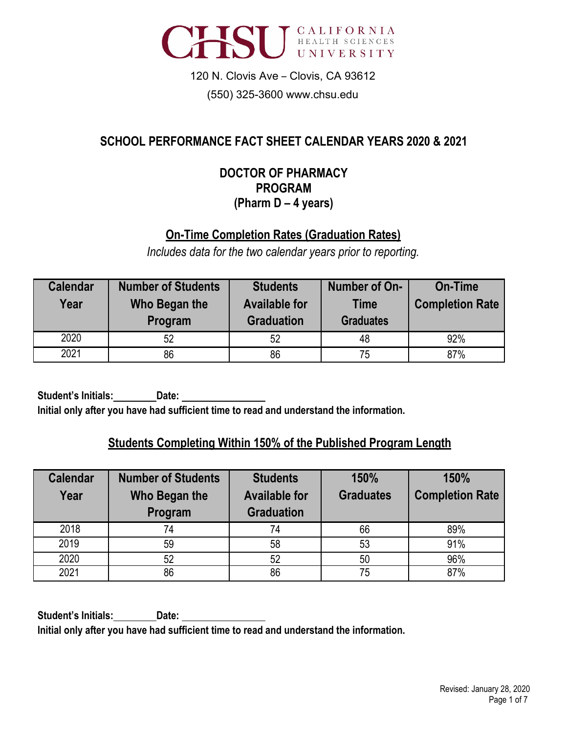CHSU CALIFORNIA HEALTH SCIENCES UNIVERSITY

120 N. Clovis Ave – Clovis, CA 93612

(550) 325-3600 www.chsu.edu

## SCHOOL PERFORMANCE FACT SHEET CALENDAR YEARS 2020 & 2021

## DOCTOR OF PHARMACY PROGRAM (Pharm D – 4 years)

### On-Time Completion Rates (Graduation Rates)

*Includes data for the two calendar years prior to reporting.*

| Calendar Year | Number of Students Who Began the Program | Students Available for Graduation | Number of On-Time Graduates | On-Time Completion Rate |
|---|---|---|---|---|
| 2020 | 52 | 52 | 48 | 92% |
| 2021 | 86 | 86 | 75 | 87% |

**Student's Initials:\_\_\_\_\_\_\_\_ Date: \_\_\_\_\_\_\_\_\_\_\_\_\_\_\_\_**

**Initial only after you have had sufficient time to read and understand the information.**

### Students Completing Within 150% of the Published Program Length

| Calendar Year | Number of Students Who Began the Program | Students Available for Graduation | 150% Graduates | 150% Completion Rate |
|---|---|---|---|---|
| 2018 | 74 | 74 | 66 | 89% |
| 2019 | 59 | 58 | 53 | 91% |
| 2020 | 52 | 52 | 50 | 96% |
| 2021 | 86 | 86 | 75 | 87% |

**Student's Initials:\_\_\_\_\_\_\_\_ Date: \_\_\_\_\_\_\_\_\_\_\_\_\_\_\_\_**

**Initial only after you have had sufficient time to read and understand the information.**

Revised: January 28, 2020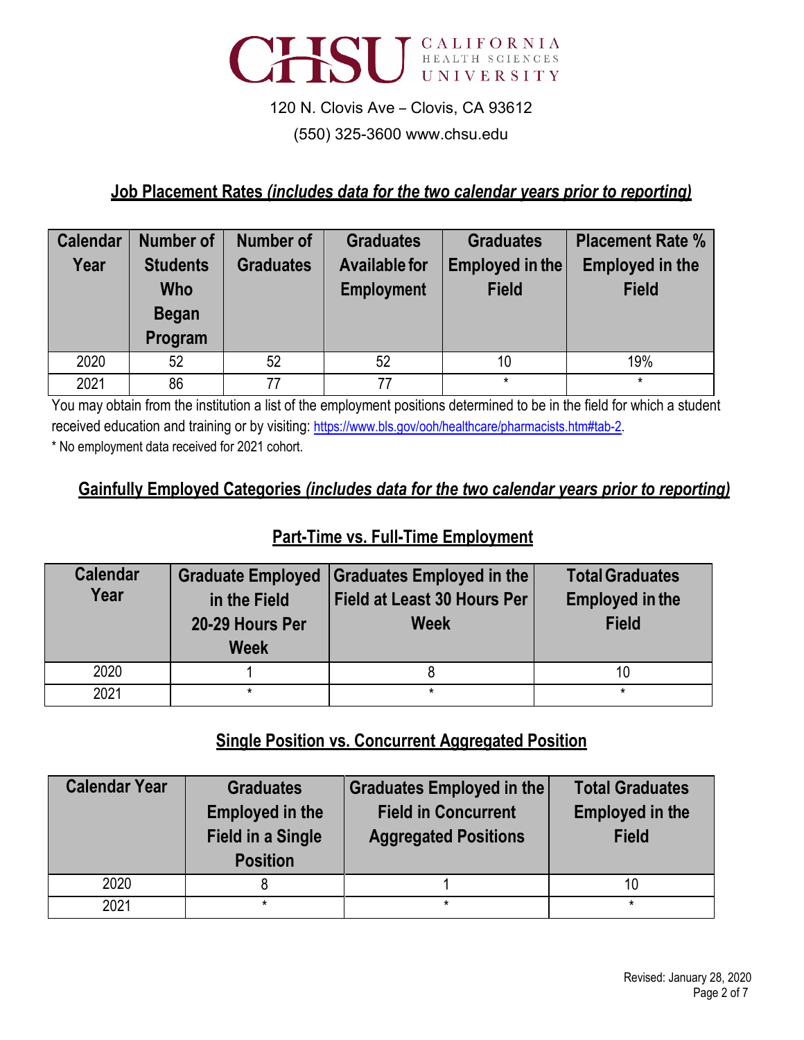CHSU CALIFORNIA HEALTH SCIENCES UNIVERSITY

120 N. Clovis Ave – Clovis, CA 93612

(550) 325-3600 www.chsu.edu

## **Job Placement Rates** *(includes data for the two calendar years prior to reporting)*

| Calendar Year | Number of Students Who Began Program | Number of Graduates | Graduates Available for Employment | Graduates Employed in the Field | Placement Rate % Employed in the Field |
|---|---|---|---|---|---|
| 2020 | 52 | 52 | 52 | 10 | 19% |
| 2021 | 86 | 77 | 77 | * | * |

You may obtain from the institution a list of the employment positions determined to be in the field for which a student received education and training or by visiting: https://www.bls.gov/ooh/healthcare/pharmacists.htm#tab-2.

* No employment data received for 2021 cohort.

## **Gainfully Employed Categories** *(includes data for the two calendar years prior to reporting)*

### **Part-Time vs. Full-Time Employment**

| Calendar Year | Graduate Employed in the Field 20-29 Hours Per Week | Graduates Employed in the Field at Least 30 Hours Per Week | Total Graduates Employed in the Field |
|---|---|---|---|
| 2020 | 1 | 8 | 10 |
| 2021 | * | * | * |

### **Single Position vs. Concurrent Aggregated Position**

| Calendar Year | Graduates Employed in the Field in a Single Position | Graduates Employed in the Field in Concurrent Aggregated Positions | Total Graduates Employed in the Field |
|---|---|---|---|
| 2020 | 8 | 1 | 10 |
| 2021 | * | * | * |

Revised: January 28, 2020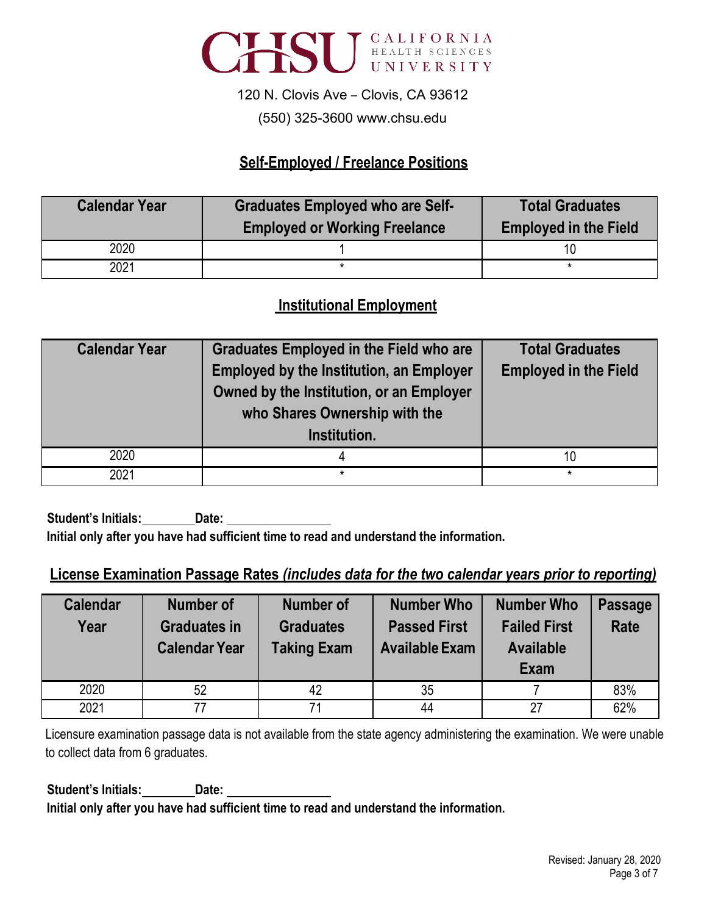CHSU CALIFORNIA HEALTH SCIENCES UNIVERSITY

120 N. Clovis Ave – Clovis, CA 93612

(550) 325-3600 www.chsu.edu

## Self-Employed / Freelance Positions

| Calendar Year | Graduates Employed who are Self-Employed or Working Freelance | Total Graduates Employed in the Field |
|---|---|---|
| 2020 | 1 | 10 |
| 2021 | * | * |

## Institutional Employment

| Calendar Year | Graduates Employed in the Field who are Employed by the Institution, an Employer Owned by the Institution, or an Employer who Shares Ownership with the Institution. | Total Graduates Employed in the Field |
|---|---|---|
| 2020 | 4 | 10 |
| 2021 | * | * |

**Student's Initials:\_\_\_\_\_\_\_\_ Date: \_\_\_\_\_\_\_\_\_\_\_\_\_\_\_\_**

**Initial only after you have had sufficient time to read and understand the information.**

## License Examination Passage Rates *(includes data for the two calendar years prior to reporting)*

| Calendar Year | Number of Graduates in Calendar Year | Number of Graduates Taking Exam | Number Who Passed First Available Exam | Number Who Failed First Available Exam | Passage Rate |
|---|---|---|---|---|---|
| 2020 | 52 | 42 | 35 | 7 | 83% |
| 2021 | 77 | 71 | 44 | 27 | 62% |

Licensure examination passage data is not available from the state agency administering the examination. We were unable to collect data from 6 graduates.

**Student's Initials:\_\_\_\_\_\_\_\_ Date: \_\_\_\_\_\_\_\_\_\_\_\_\_\_\_\_**

**Initial only after you have had sufficient time to read and understand the information.**

Revised: January 28, 2020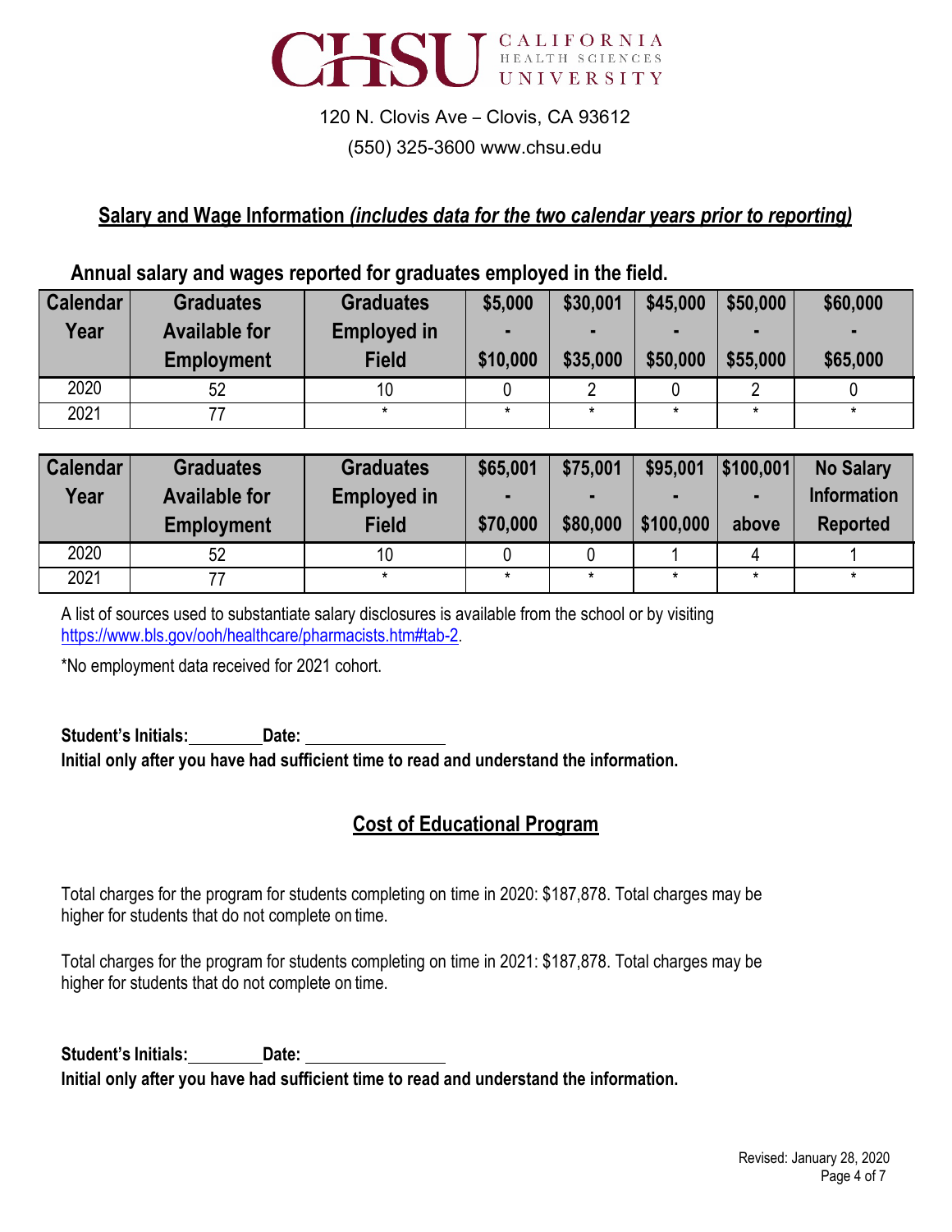CHSU CALIFORNIA HEALTH SCIENCES UNIVERSITY

120 N. Clovis Ave – Clovis, CA 93612

(550) 325-3600 www.chsu.edu

## Salary and Wage Information *(includes data for the two calendar years prior to reporting)*

**Annual salary and wages reported for graduates employed in the field.**

| Calendar Year | Graduates Available for Employment | Graduates Employed in Field | \$5,000 - \$10,000 | \$30,001 - \$35,000 | \$45,000 - \$50,000 | \$50,000 - \$55,000 | \$60,000 - \$65,000 |
|---|---|---|---|---|---|---|---|
| 2020 | 52 | 10 | 0 | 2 | 0 | 2 | 0 |
| 2021 | 77 | * | * | * | * | * | * |

| Calendar Year | Graduates Available for Employment | Graduates Employed in Field | \$65,001 - \$70,000 | \$75,001 - \$80,000 | \$95,001 - \$100,000 | \$100,001 - above | No Salary Information Reported |
|---|---|---|---|---|---|---|---|
| 2020 | 52 | 10 | 0 | 0 | 1 | 4 | 1 |
| 2021 | 77 | * | * | * | * | * | * |

A list of sources used to substantiate salary disclosures is available from the school or by visiting https://www.bls.gov/ooh/healthcare/pharmacists.htm#tab-2.

*No employment data received for 2021 cohort.

**Student's Initials:\_\_\_\_\_\_\_\_ Date: \_\_\_\_\_\_\_\_\_\_\_\_\_\_\_\_**
**Initial only after you have had sufficient time to read and understand the information.**

## Cost of Educational Program

Total charges for the program for students completing on time in 2020: \$187,878. Total charges may be higher for students that do not complete on time.

Total charges for the program for students completing on time in 2021: \$187,878. Total charges may be higher for students that do not complete on time.

**Student's Initials:\_\_\_\_\_\_\_\_ Date: \_\_\_\_\_\_\_\_\_\_\_\_\_\_\_\_**
**Initial only after you have had sufficient time to read and understand the information.**

Revised: January 28, 2020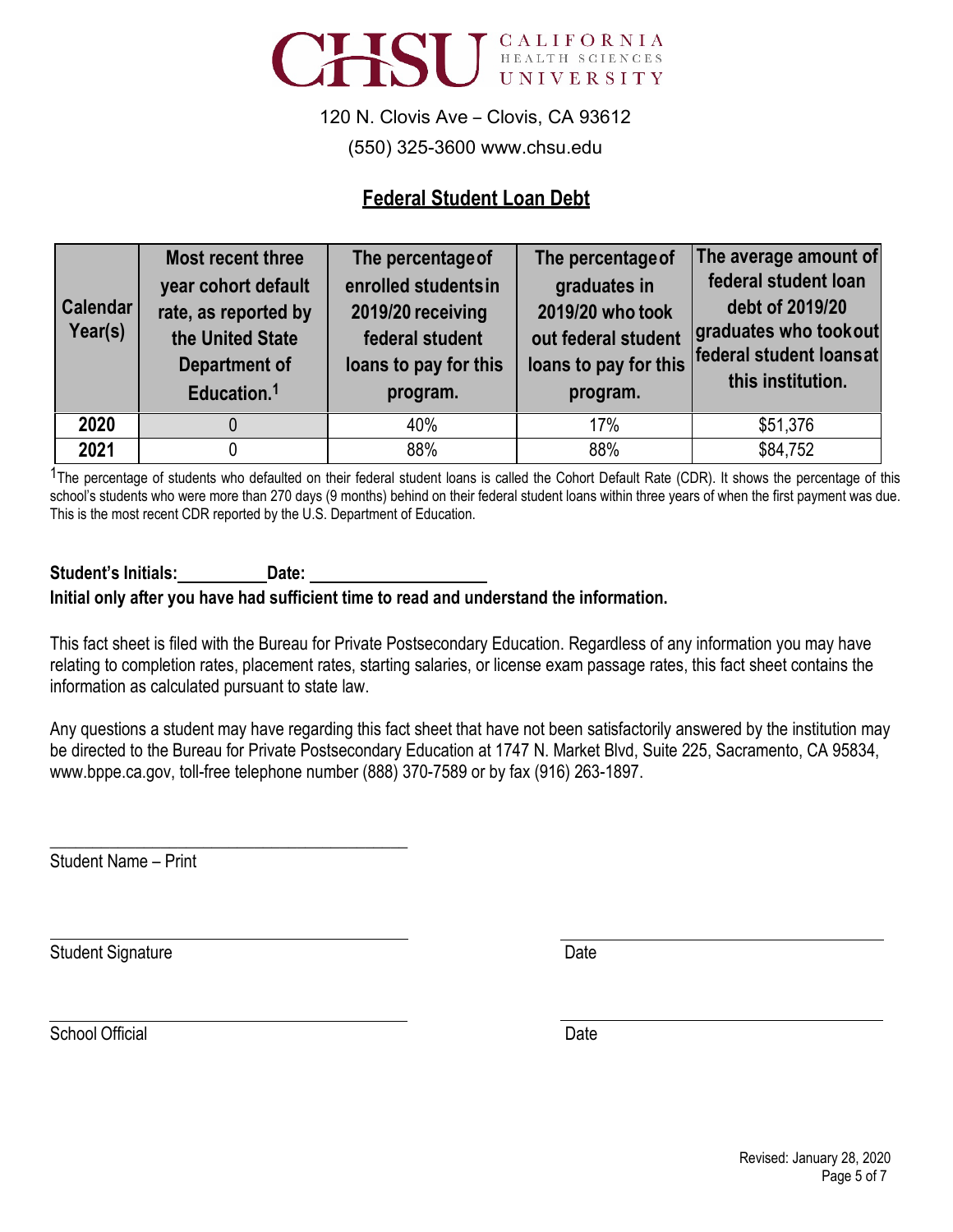CHSU CALIFORNIA HEALTH SCIENCES UNIVERSITY

120 N. Clovis Ave – Clovis, CA 93612

(550) 325-3600 www.chsu.edu

## Federal Student Loan Debt

| Calendar Year(s) | Most recent three year cohort default rate, as reported by the United State Department of Education.[1] | The percentage of enrolled students in 2019/20 receiving federal student loans to pay for this program. | The percentage of graduates in 2019/20 who took out federal student loans to pay for this program. | The average amount of federal student loan debt of 2019/20 graduates who took out federal student loans at this institution. |
|---|---|---|---|---|
| **2020** | 0 | 40% | 17% | $51,376 |
| **2021** | 0 | 88% | 88% | $84,752 |

[1]The percentage of students who defaulted on their federal student loans is called the Cohort Default Rate (CDR). It shows the percentage of this school's students who were more than 270 days (9 months) behind on their federal student loans within three years of when the first payment was due. This is the most recent CDR reported by the U.S. Department of Education.

**Student's Initials:**__________ **Date:** ____________________

**Initial only after you have had sufficient time to read and understand the information.**

This fact sheet is filed with the Bureau for Private Postsecondary Education. Regardless of any information you may have relating to completion rates, placement rates, starting salaries, or license exam passage rates, this fact sheet contains the information as calculated pursuant to state law.

Any questions a student may have regarding this fact sheet that have not been satisfactorily answered by the institution may be directed to the Bureau for Private Postsecondary Education at 1747 N. Market Blvd, Suite 225, Sacramento, CA 95834, www.bppe.ca.gov, toll-free telephone number (888) 370-7589 or by fax (916) 263-1897.

______________________________________
Student Name – Print

______________________________________ ______________________________________
Student Signature Date

______________________________________ ______________________________________
School Official Date

Revised: January 28, 2020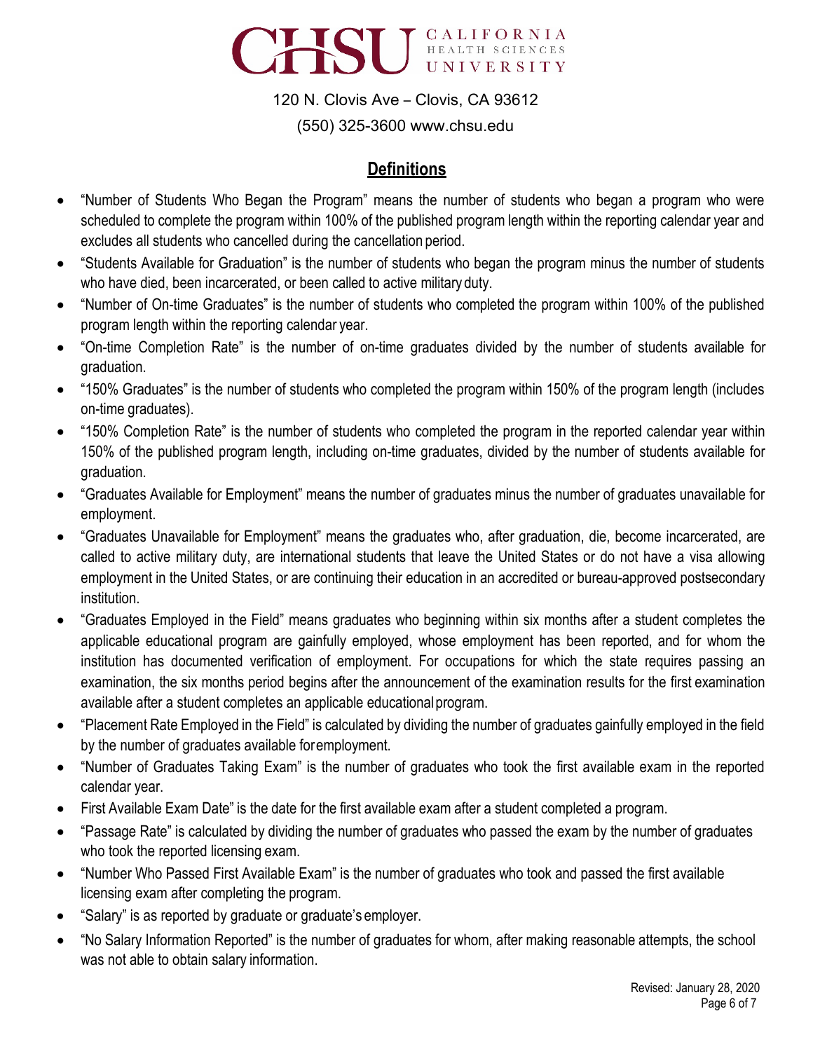CHSU CALIFORNIA HEALTH SCIENCES UNIVERSITY

120 N. Clovis Ave – Clovis, CA 93612

(550) 325-3600 www.chsu.edu

## Definitions

- "Number of Students Who Began the Program" means the number of students who began a program who were scheduled to complete the program within 100% of the published program length within the reporting calendar year and excludes all students who cancelled during the cancellation period.
- "Students Available for Graduation" is the number of students who began the program minus the number of students who have died, been incarcerated, or been called to active military duty.
- "Number of On-time Graduates" is the number of students who completed the program within 100% of the published program length within the reporting calendar year.
- "On-time Completion Rate" is the number of on-time graduates divided by the number of students available for graduation.
- "150% Graduates" is the number of students who completed the program within 150% of the program length (includes on-time graduates).
- "150% Completion Rate" is the number of students who completed the program in the reported calendar year within 150% of the published program length, including on-time graduates, divided by the number of students available for graduation.
- "Graduates Available for Employment" means the number of graduates minus the number of graduates unavailable for employment.
- "Graduates Unavailable for Employment" means the graduates who, after graduation, die, become incarcerated, are called to active military duty, are international students that leave the United States or do not have a visa allowing employment in the United States, or are continuing their education in an accredited or bureau-approved postsecondary institution.
- "Graduates Employed in the Field" means graduates who beginning within six months after a student completes the applicable educational program are gainfully employed, whose employment has been reported, and for whom the institution has documented verification of employment. For occupations for which the state requires passing an examination, the six months period begins after the announcement of the examination results for the first examination available after a student completes an applicable educational program.
- "Placement Rate Employed in the Field" is calculated by dividing the number of graduates gainfully employed in the field by the number of graduates available for employment.
- "Number of Graduates Taking Exam" is the number of graduates who took the first available exam in the reported calendar year.
- First Available Exam Date" is the date for the first available exam after a student completed a program.
- "Passage Rate" is calculated by dividing the number of graduates who passed the exam by the number of graduates who took the reported licensing exam.
- "Number Who Passed First Available Exam" is the number of graduates who took and passed the first available licensing exam after completing the program.
- "Salary" is as reported by graduate or graduate's employer.
- "No Salary Information Reported" is the number of graduates for whom, after making reasonable attempts, the school was not able to obtain salary information.

Revised: January 28, 2020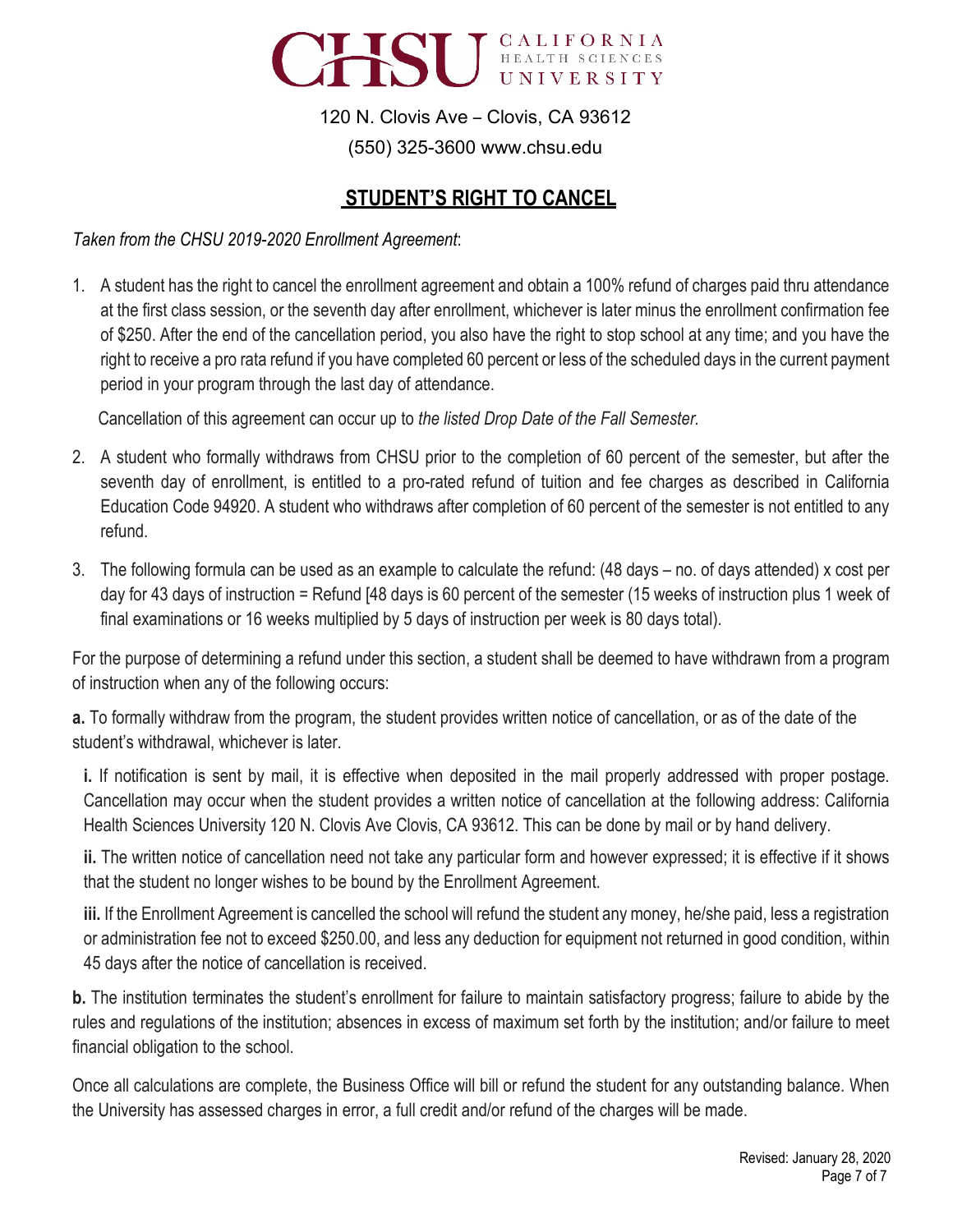# CHSU CALIFORNIA HEALTH SCIENCES UNIVERSITY

120 N. Clovis Ave – Clovis, CA 93612

(550) 325-3600 www.chsu.edu

## STUDENT'S RIGHT TO CANCEL

*Taken from the CHSU 2019-2020 Enrollment Agreement*:

1. A student has the right to cancel the enrollment agreement and obtain a 100% refund of charges paid thru attendance at the first class session, or the seventh day after enrollment, whichever is later minus the enrollment confirmation fee of $250. After the end of the cancellation period, you also have the right to stop school at any time; and you have the right to receive a pro rata refund if you have completed 60 percent or less of the scheduled days in the current payment period in your program through the last day of attendance.

   Cancellation of this agreement can occur up to *the listed Drop Date of the Fall Semester.*

2. A student who formally withdraws from CHSU prior to the completion of 60 percent of the semester, but after the seventh day of enrollment, is entitled to a pro-rated refund of tuition and fee charges as described in California Education Code 94920. A student who withdraws after completion of 60 percent of the semester is not entitled to any refund.

3. The following formula can be used as an example to calculate the refund: (48 days – no. of days attended) x cost per day for 43 days of instruction = Refund [48 days is 60 percent of the semester (15 weeks of instruction plus 1 week of final examinations or 16 weeks multiplied by 5 days of instruction per week is 80 days total).

For the purpose of determining a refund under this section, a student shall be deemed to have withdrawn from a program of instruction when any of the following occurs:

**a.** To formally withdraw from the program, the student provides written notice of cancellation, or as of the date of the student's withdrawal, whichever is later.

**i.** If notification is sent by mail, it is effective when deposited in the mail properly addressed with proper postage. Cancellation may occur when the student provides a written notice of cancellation at the following address: California Health Sciences University 120 N. Clovis Ave Clovis, CA 93612. This can be done by mail or by hand delivery.

**ii.** The written notice of cancellation need not take any particular form and however expressed; it is effective if it shows that the student no longer wishes to be bound by the Enrollment Agreement.

**iii.** If the Enrollment Agreement is cancelled the school will refund the student any money, he/she paid, less a registration or administration fee not to exceed $250.00, and less any deduction for equipment not returned in good condition, within 45 days after the notice of cancellation is received.

**b.** The institution terminates the student's enrollment for failure to maintain satisfactory progress; failure to abide by the rules and regulations of the institution; absences in excess of maximum set forth by the institution; and/or failure to meet financial obligation to the school.

Once all calculations are complete, the Business Office will bill or refund the student for any outstanding balance. When the University has assessed charges in error, a full credit and/or refund of the charges will be made.

Revised: January 28, 2020